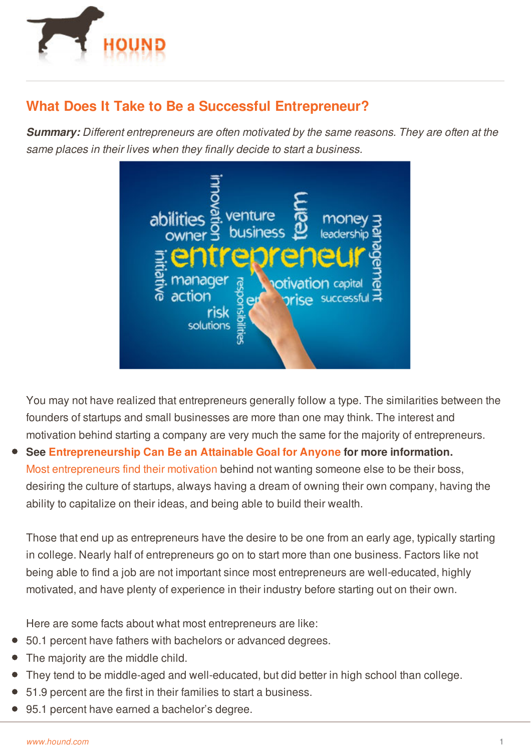# What Does It Take to Be a Successful Entrepreneur?

***Summary:*** *Different entrepreneurs are often motivated by the same reasons. They are often at the same places in their lives when they finally decide to start a business.*

You may not have realized that entrepreneurs generally follow a type. The similarities between the founders of startups and small businesses are more than one may think. The interest and motivation behind starting a company are very much the same for the majority of entrepreneurs.

- **See Entrepreneurship Can Be an Attainable Goal for Anyone for more information.**

Most entrepreneurs find their motivation behind not wanting someone else to be their boss, desiring the culture of startups, always having a dream of owning their own company, having the ability to capitalize on their ideas, and being able to build their wealth.

Those that end up as entrepreneurs have the desire to be one from an early age, typically starting in college. Nearly half of entrepreneurs go on to start more than one business. Factors like not being able to find a job are not important since most entrepreneurs are well-educated, highly motivated, and have plenty of experience in their industry before starting out on their own.

Here are some facts about what most entrepreneurs are like:

- 50.1 percent have fathers with bachelors or advanced degrees.
- The majority are the middle child.
- They tend to be middle-aged and well-educated, but did better in high school than college.
- 51.9 percent are the first in their families to start a business.
- 95.1 percent have earned a bachelor's degree.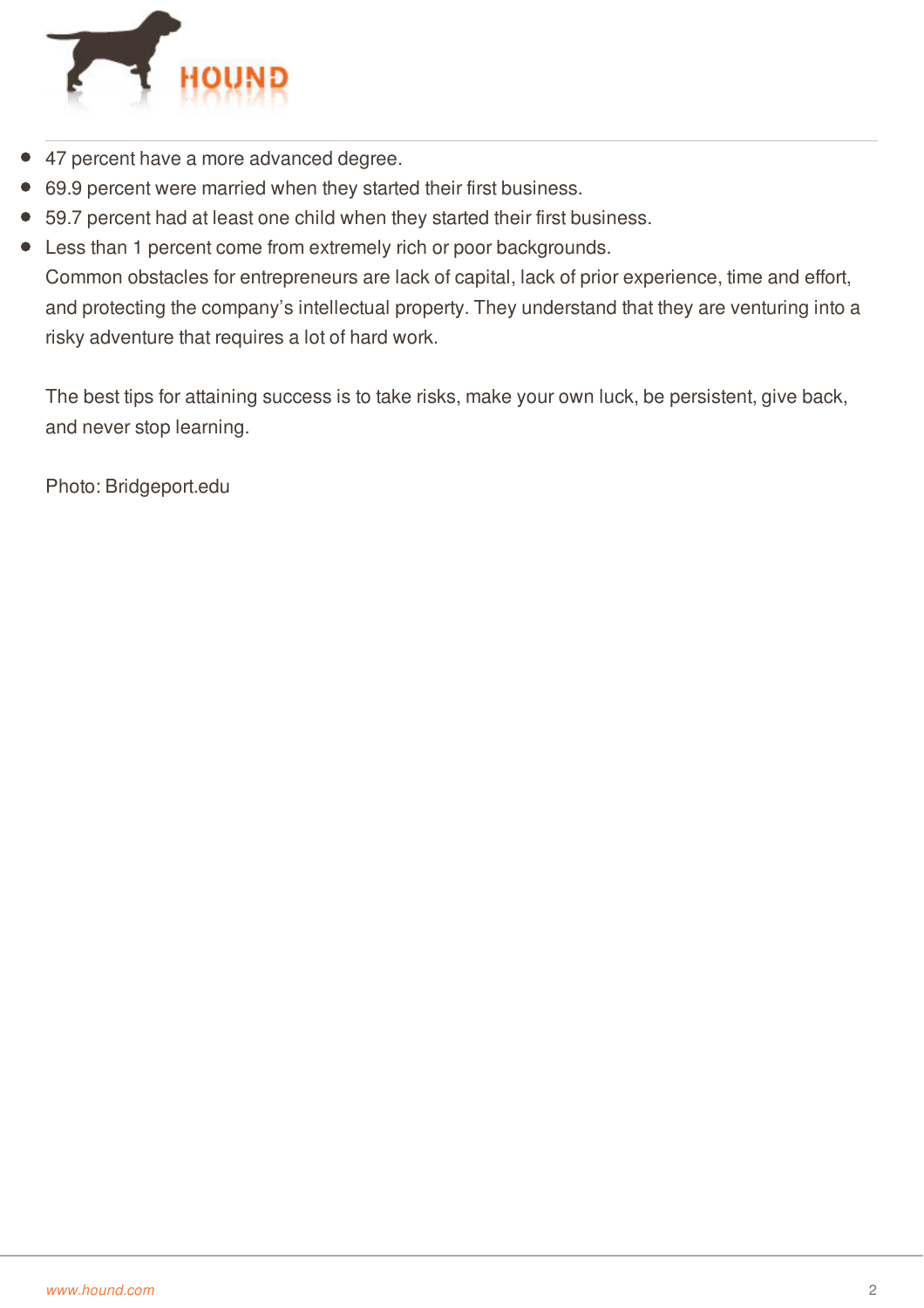- 47 percent have a more advanced degree.
- 69.9 percent were married when they started their first business.
- 59.7 percent had at least one child when they started their first business.
- Less than 1 percent come from extremely rich or poor backgrounds.

Common obstacles for entrepreneurs are lack of capital, lack of prior experience, time and effort, and protecting the company's intellectual property. They understand that they are venturing into a risky adventure that requires a lot of hard work.

The best tips for attaining success is to take risks, make your own luck, be persistent, give back, and never stop learning.

Photo: Bridgeport.edu